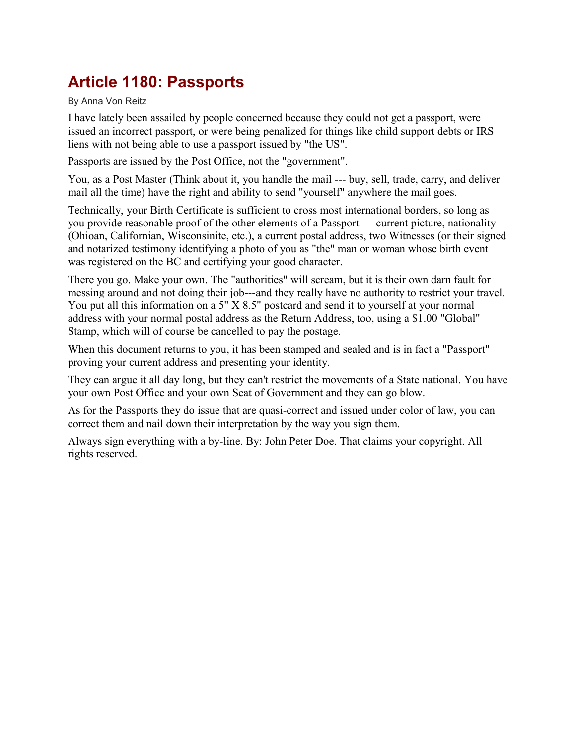# Article 1180: Passports

By Anna Von Reitz

I have lately been assailed by people concerned because they could not get a passport, were issued an incorrect passport, or were being penalized for things like child support debts or IRS liens with not being able to use a passport issued by "the US".

Passports are issued by the Post Office, not the "government".

You, as a Post Master (Think about it, you handle the mail --- buy, sell, trade, carry, and deliver mail all the time) have the right and ability to send "yourself" anywhere the mail goes.

Technically, your Birth Certificate is sufficient to cross most international borders, so long as you provide reasonable proof of the other elements of a Passport --- current picture, nationality (Ohioan, Californian, Wisconsinite, etc.), a current postal address, two Witnesses (or their signed and notarized testimony identifying a photo of you as "the" man or woman whose birth event was registered on the BC and certifying your good character.

There you go. Make your own. The "authorities" will scream, but it is their own darn fault for messing around and not doing their job---and they really have no authority to restrict your travel. You put all this information on a 5" X 8.5" postcard and send it to yourself at your normal address with your normal postal address as the Return Address, too, using a $1.00 "Global" Stamp, which will of course be cancelled to pay the postage.

When this document returns to you, it has been stamped and sealed and is in fact a "Passport" proving your current address and presenting your identity.

They can argue it all day long, but they can't restrict the movements of a State national. You have your own Post Office and your own Seat of Government and they can go blow.

As for the Passports they do issue that are quasi-correct and issued under color of law, you can correct them and nail down their interpretation by the way you sign them.

Always sign everything with a by-line. By: John Peter Doe. That claims your copyright. All rights reserved.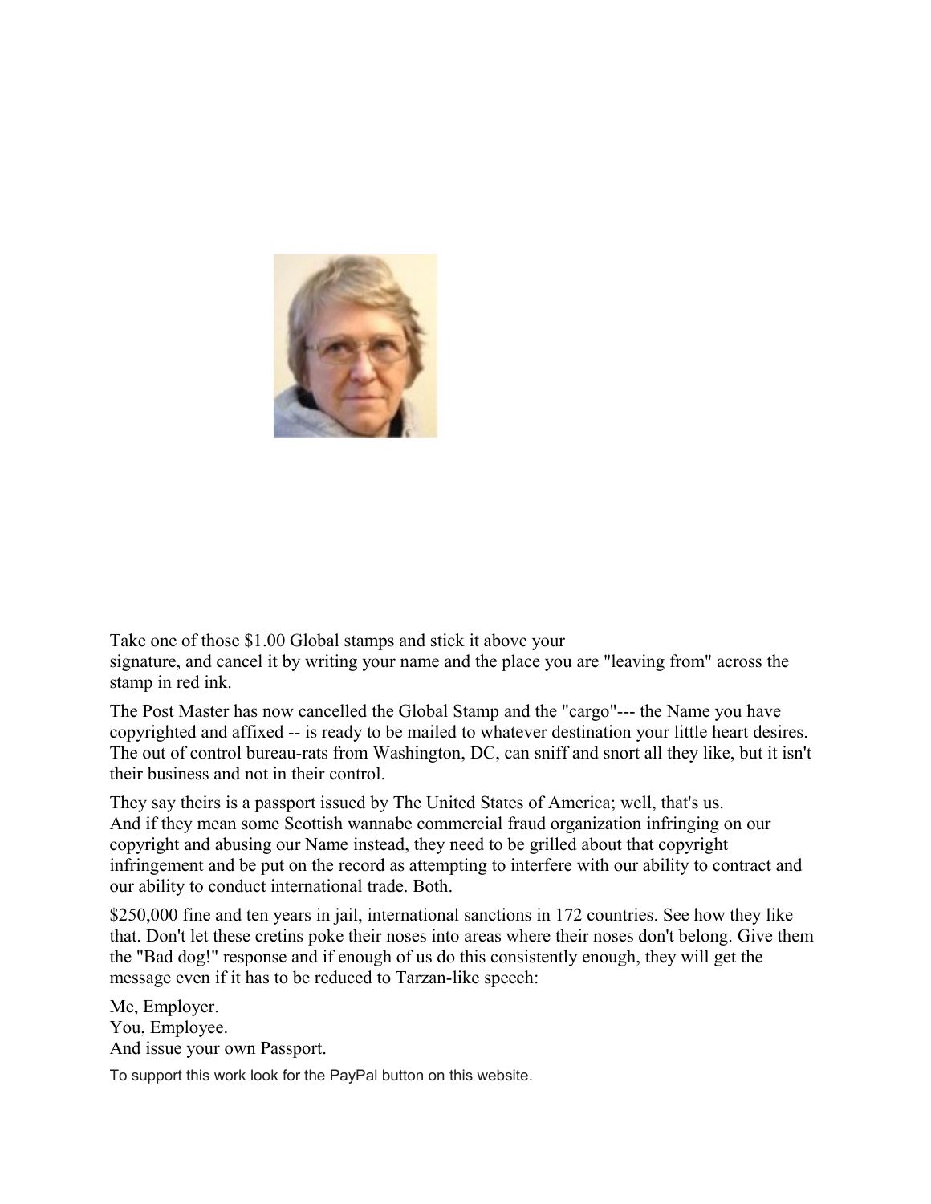Take one of those $1.00 Global stamps and stick it above your signature, and cancel it by writing your name and the place you are "leaving from" across the stamp in red ink.

The Post Master has now cancelled the Global Stamp and the "cargo"--- the Name you have copyrighted and affixed -- is ready to be mailed to whatever destination your little heart desires. The out of control bureau-rats from Washington, DC, can sniff and snort all they like, but it isn't their business and not in their control.

They say theirs is a passport issued by The United States of America; well, that's us. And if they mean some Scottish wannabe commercial fraud organization infringing on our copyright and abusing our Name instead, they need to be grilled about that copyright infringement and be put on the record as attempting to interfere with our ability to contract and our ability to conduct international trade. Both.

$250,000 fine and ten years in jail, international sanctions in 172 countries. See how they like that. Don't let these cretins poke their noses into areas where their noses don't belong. Give them the "Bad dog!" response and if enough of us do this consistently enough, they will get the message even if it has to be reduced to Tarzan-like speech:

Me, Employer.
You, Employee.
And issue your own Passport.

To support this work look for the PayPal button on this website.